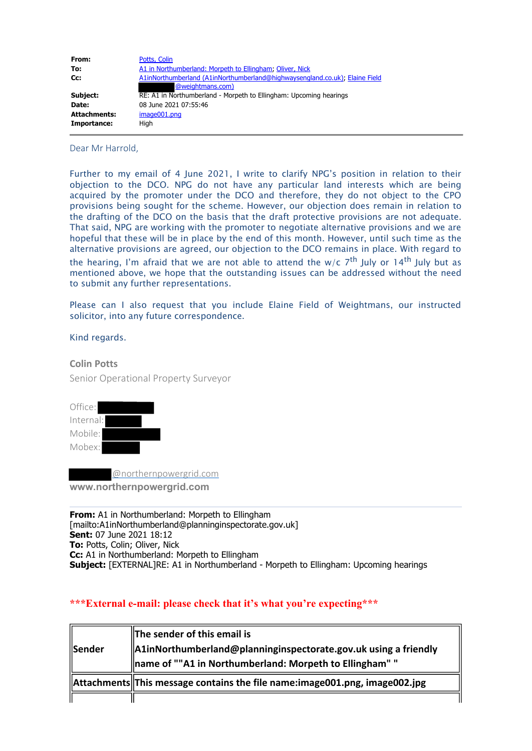| | |
|---|---|
| **From:** | Potts, Colin |
| **To:** | A1 in Northumberland: Morpeth to Ellingham; Oliver, Nick |
| **Cc:** | A1inNorthumberland (A1inNorthumberland@highwaysengland.co.uk); Elaine Field @weightmans.com) |
| **Subject:** | RE: A1 in Northumberland - Morpeth to Ellingham: Upcoming hearings |
| **Date:** | 08 June 2021 07:55:46 |
| **Attachments:** | image001.png |
| **Importance:** | High |

Dear Mr Harrold,

Further to my email of 4 June 2021, I write to clarify NPG's position in relation to their objection to the DCO. NPG do not have any particular land interests which are being acquired by the promoter under the DCO and therefore, they do not object to the CPO provisions being sought for the scheme. However, our objection does remain in relation to the drafting of the DCO on the basis that the draft protective provisions are not adequate. That said, NPG are working with the promoter to negotiate alternative provisions and we are hopeful that these will be in place by the end of this month. However, until such time as the alternative provisions are agreed, our objection to the DCO remains in place. With regard to the hearing, I'm afraid that we are not able to attend the w/c 7th July or 14th July but as mentioned above, we hope that the outstanding issues can be addressed without the need to submit any further representations.

Please can I also request that you include Elaine Field of Weightmans, our instructed solicitor, into any future correspondence.

Kind regards.

**Colin Potts**
Senior Operational Property Surveyor

Office:
Internal:
Mobile:
Mobex:

@northernpowergrid.com
**www.northernpowergrid.com**

**From:** A1 in Northumberland: Morpeth to Ellingham [mailto:A1inNorthumberland@planninginspectorate.gov.uk]
**Sent:** 07 June 2021 18:12
**To:** Potts, Colin; Oliver, Nick
**Cc:** A1 in Northumberland: Morpeth to Ellingham
**Subject:** [EXTERNAL]RE: A1 in Northumberland - Morpeth to Ellingham: Upcoming hearings

**\*\*\*External e-mail: please check that it's what you're expecting\*\*\***

| | |
|---|---|
| **Sender** | **The sender of this email is A1inNorthumberland@planninginspectorate.gov.uk using a friendly name of ""A1 in Northumberland: Morpeth to Ellingham" "** |
| **Attachments** | **This message contains the file name:image001.png, image002.jpg** |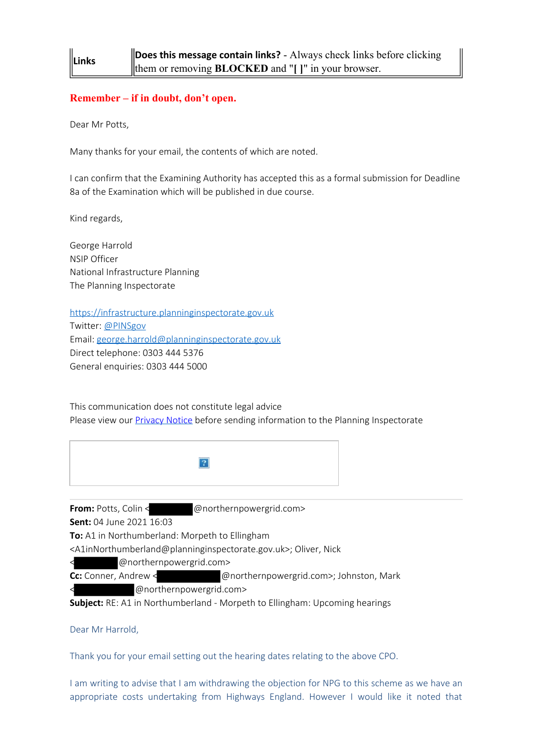| Links | **Does this message contain links?** - Always check links before clicking them or removing **BLOCKED** and "**[ ]**" in your browser. |
|---|---|

**Remember – if in doubt, don't open.**

Dear Mr Potts,

Many thanks for your email, the contents of which are noted.

I can confirm that the Examining Authority has accepted this as a formal submission for Deadline 8a of the Examination which will be published in due course.

Kind regards,

George Harrold  
NSIP Officer  
National Infrastructure Planning  
The Planning Inspectorate

https://infrastructure.planninginspectorate.gov.uk  
Twitter: @PINSgov  
Email: george.harrold@planninginspectorate.gov.uk  
Direct telephone: 0303 444 5376  
General enquiries: 0303 444 5000

This communication does not constitute legal advice  
Please view our Privacy Notice before sending information to the Planning Inspectorate

---

**From:** Potts, Colin <[REDACTED]@northernpowergrid.com>  
**Sent:** 04 June 2021 16:03  
**To:** A1 in Northumberland: Morpeth to Ellingham <A1inNorthumberland@planninginspectorate.gov.uk>; Oliver, Nick <[REDACTED]@northernpowergrid.com>  
**Cc:** Conner, Andrew <[REDACTED]@northernpowergrid.com>; Johnston, Mark <[REDACTED]@northernpowergrid.com>  
**Subject:** RE: A1 in Northumberland - Morpeth to Ellingham: Upcoming hearings

Dear Mr Harrold,

Thank you for your email setting out the hearing dates relating to the above CPO.

I am writing to advise that I am withdrawing the objection for NPG to this scheme as we have an appropriate costs undertaking from Highways England. However I would like it noted that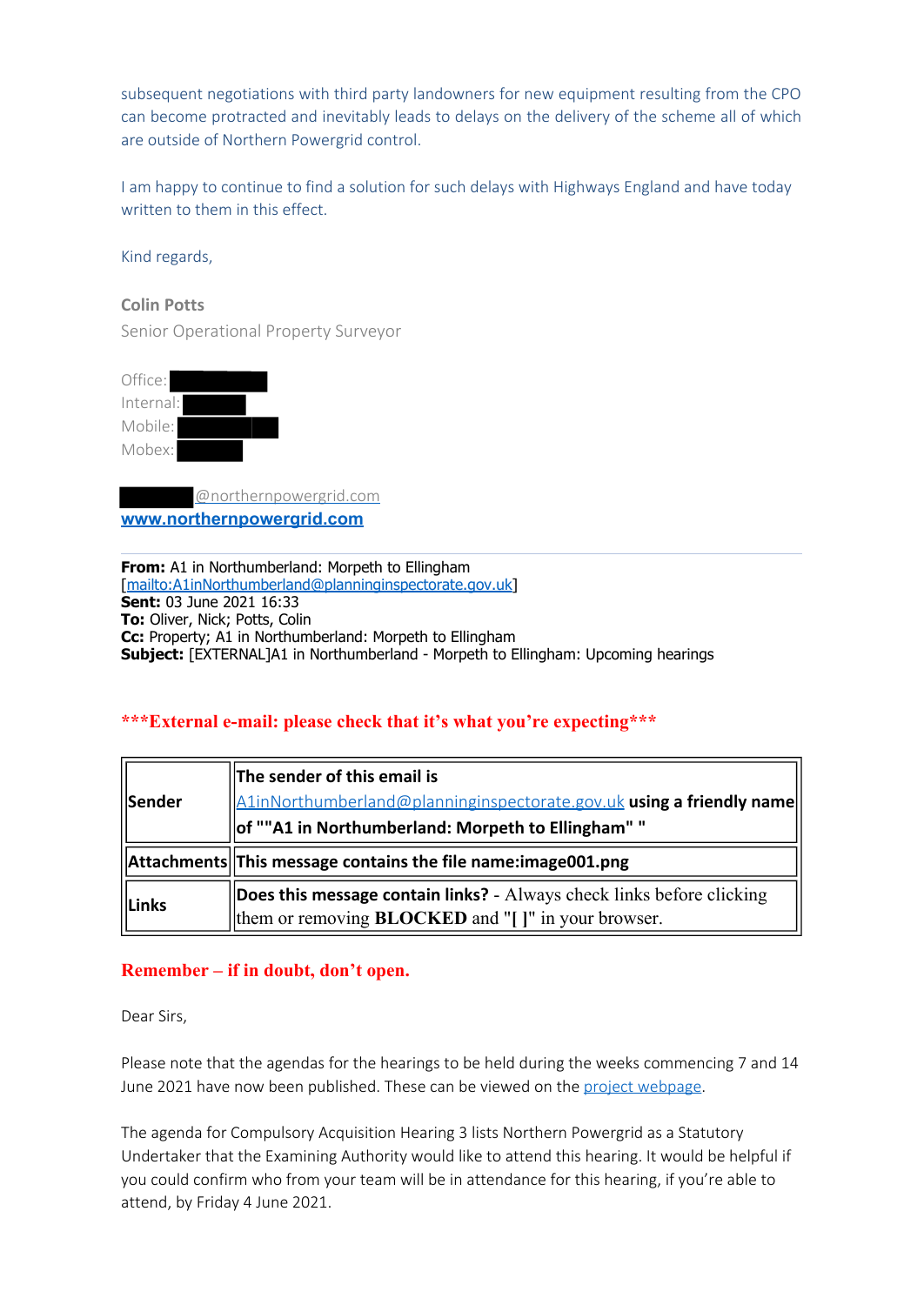subsequent negotiations with third party landowners for new equipment resulting from the CPO can become protracted and inevitably leads to delays on the delivery of the scheme all of which are outside of Northern Powergrid control.

I am happy to continue to find a solution for such delays with Highways England and have today written to them in this effect.

Kind regards,

**Colin Potts**
Senior Operational Property Surveyor

Office: 
Internal: 
Mobile: 
Mobex: 

@northernpowergrid.com
**www.northernpowergrid.com**

---

**From:** A1 in Northumberland: Morpeth to Ellingham [mailto:A1inNorthumberland@planninginspectorate.gov.uk]
**Sent:** 03 June 2021 16:33
**To:** Oliver, Nick; Potts, Colin
**Cc:** Property; A1 in Northumberland: Morpeth to Ellingham
**Subject:** [EXTERNAL]A1 in Northumberland - Morpeth to Ellingham: Upcoming hearings

**\*\*\*External e-mail: please check that it's what you're expecting\*\*\***

| | |
|---|---|
| **Sender** | **The sender of this email is** A1inNorthumberland@planninginspectorate.gov.uk **using a friendly name of ""A1 in Northumberland: Morpeth to Ellingham" "** |
| **Attachments** | **This message contains the file name:image001.png** |
| **Links** | **Does this message contain links?** - Always check links before clicking them or removing **BLOCKED** and "**[ ]**" in your browser. |

**Remember – if in doubt, don't open.**

Dear Sirs,

Please note that the agendas for the hearings to be held during the weeks commencing 7 and 14 June 2021 have now been published. These can be viewed on the project webpage.

The agenda for Compulsory Acquisition Hearing 3 lists Northern Powergrid as a Statutory Undertaker that the Examining Authority would like to attend this hearing. It would be helpful if you could confirm who from your team will be in attendance for this hearing, if you're able to attend, by Friday 4 June 2021.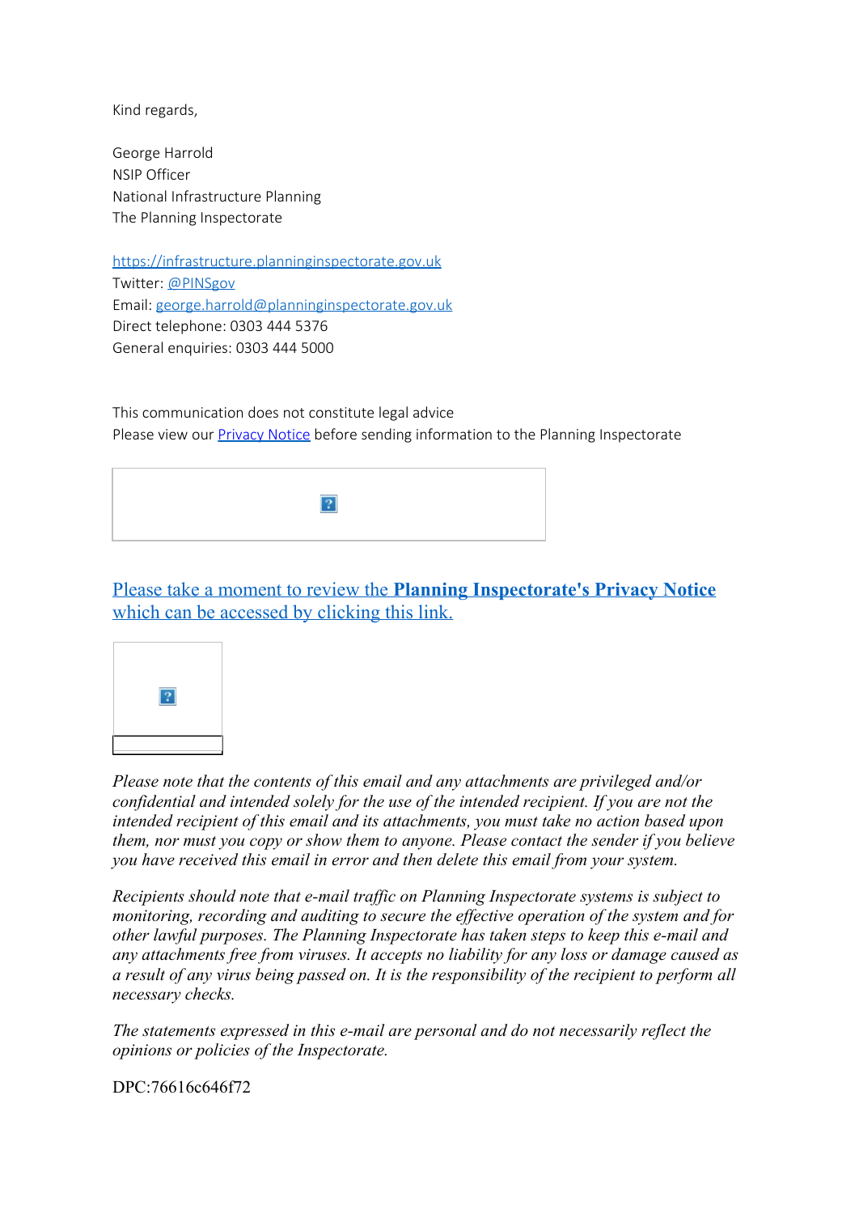Kind regards,

George Harrold
NSIP Officer
National Infrastructure Planning
The Planning Inspectorate

https://infrastructure.planninginspectorate.gov.uk
Twitter: @PINSgov
Email: george.harrold@planninginspectorate.gov.uk
Direct telephone: 0303 444 5376
General enquiries: 0303 444 5000

This communication does not constitute legal advice
Please view our Privacy Notice before sending information to the Planning Inspectorate

Please take a moment to review the **Planning Inspectorate's Privacy Notice** which can be accessed by clicking this link.

*Please note that the contents of this email and any attachments are privileged and/or confidential and intended solely for the use of the intended recipient. If you are not the intended recipient of this email and its attachments, you must take no action based upon them, nor must you copy or show them to anyone. Please contact the sender if you believe you have received this email in error and then delete this email from your system.*

*Recipients should note that e-mail traffic on Planning Inspectorate systems is subject to monitoring, recording and auditing to secure the effective operation of the system and for other lawful purposes. The Planning Inspectorate has taken steps to keep this e-mail and any attachments free from viruses. It accepts no liability for any loss or damage caused as a result of any virus being passed on. It is the responsibility of the recipient to perform all necessary checks.*

*The statements expressed in this e-mail are personal and do not necessarily reflect the opinions or policies of the Inspectorate.*

DPC:76616c646f72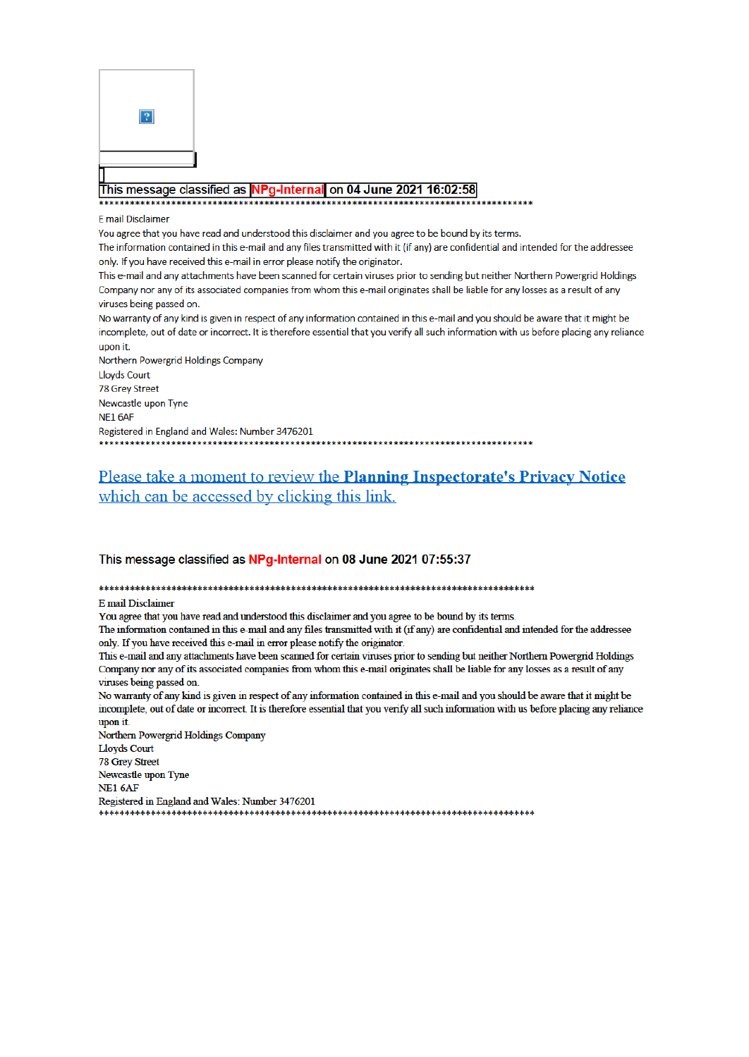This message classified as **NPg-Internal** on **04 June 2021 16:02:58**

*************************************************************************************

E mail Disclaimer

You agree that you have read and understood this disclaimer and you agree to be bound by its terms.

The information contained in this e-mail and any files transmitted with it (if any) are confidential and intended for the addressee only. If you have received this e-mail in error please notify the originator.

This e-mail and any attachments have been scanned for certain viruses prior to sending but neither Northern Powergrid Holdings Company nor any of its associated companies from whom this e-mail originates shall be liable for any losses as a result of any viruses being passed on.

No warranty of any kind is given in respect of any information contained in this e-mail and you should be aware that it might be incomplete, out of date or incorrect. It is therefore essential that you verify all such information with us before placing any reliance upon it.

Northern Powergrid Holdings Company
Lloyds Court
78 Grey Street
Newcastle upon Tyne
NE1 6AF
Registered in England and Wales: Number 3476201

*************************************************************************************

Please take a moment to review the **Planning Inspectorate's Privacy Notice** which can be accessed by clicking this link.

This message classified as **NPg-Internal** on **08 June 2021 07:55:37**

*************************************************************************************

E mail Disclaimer

You agree that you have read and understood this disclaimer and you agree to be bound by its terms.

The information contained in this e-mail and any files transmitted with it (if any) are confidential and intended for the addressee only. If you have received this e-mail in error please notify the originator.

This e-mail and any attachments have been scanned for certain viruses prior to sending but neither Northern Powergrid Holdings Company nor any of its associated companies from whom this e-mail originates shall be liable for any losses as a result of any viruses being passed on.

No warranty of any kind is given in respect of any information contained in this e-mail and you should be aware that it might be incomplete, out of date or incorrect. It is therefore essential that you verify all such information with us before placing any reliance upon it.

Northern Powergrid Holdings Company
Lloyds Court
78 Grey Street
Newcastle upon Tyne
NE1 6AF
Registered in England and Wales: Number 3476201

*************************************************************************************